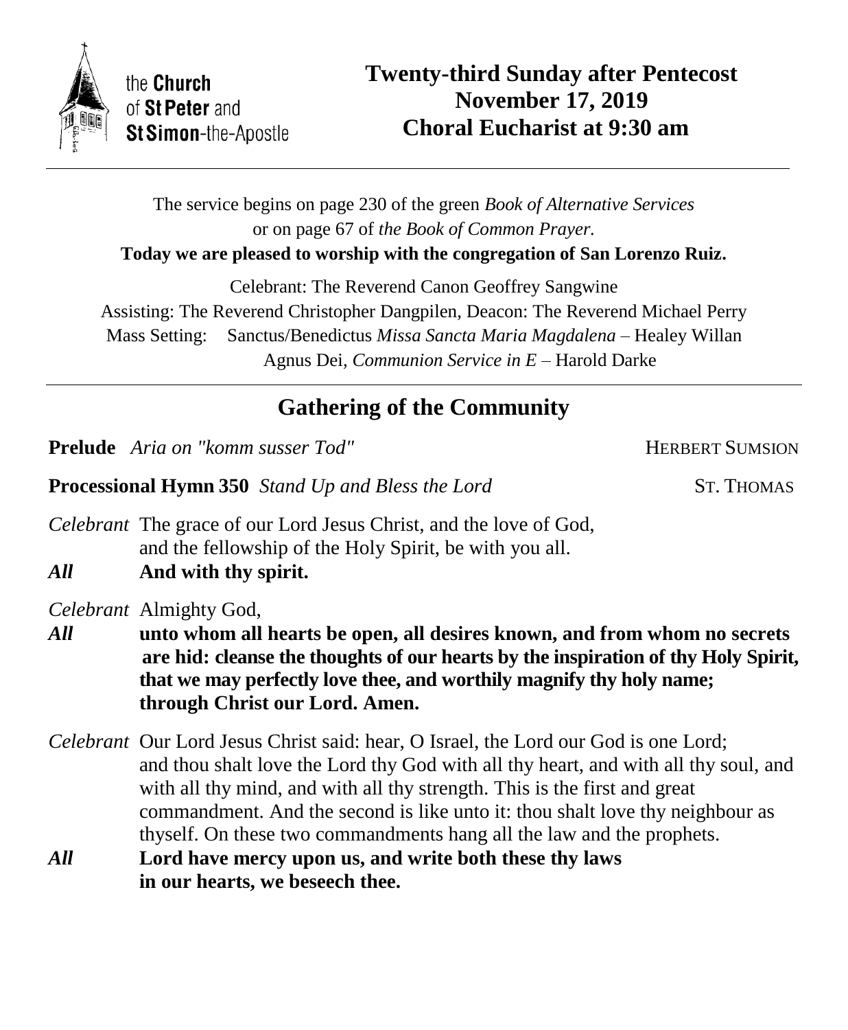the **Church** of **St Peter** and **St Simon**-the-Apostle

# Twenty-third Sunday after Pentecost
# November 17, 2019
# Choral Eucharist at 9:30 am

---

The service begins on page 230 of the green *Book of Alternative Services* or on page 67 of *the Book of Common Prayer.*

**Today we are pleased to worship with the congregation of San Lorenzo Ruiz.**

Celebrant: The Reverend Canon Geoffrey Sangwine
Assisting: The Reverend Christopher Dangpilen, Deacon: The Reverend Michael Perry
Mass Setting: Sanctus/Benedictus *Missa Sancta Maria Magdalena* – Healey Willan
Agnus Dei, *Communion Service in E* – Harold Darke

---

## Gathering of the Community

**Prelude** *Aria on "komm susser Tod"* HERBERT SUMSION

**Processional Hymn 350** *Stand Up and Bless the Lord* ST. THOMAS

*Celebrant* The grace of our Lord Jesus Christ, and the love of God, and the fellowship of the Holy Spirit, be with you all.

***All*** **And with thy spirit.**

*Celebrant* Almighty God,

***All*** **unto whom all hearts be open, all desires known, and from whom no secrets are hid: cleanse the thoughts of our hearts by the inspiration of thy Holy Spirit, that we may perfectly love thee, and worthily magnify thy holy name; through Christ our Lord. Amen.**

*Celebrant* Our Lord Jesus Christ said: hear, O Israel, the Lord our God is one Lord; and thou shalt love the Lord thy God with all thy heart, and with all thy soul, and with all thy mind, and with all thy strength. This is the first and great commandment. And the second is like unto it: thou shalt love thy neighbour as thyself. On these two commandments hang all the law and the prophets.

***All*** **Lord have mercy upon us, and write both these thy laws in our hearts, we beseech thee.**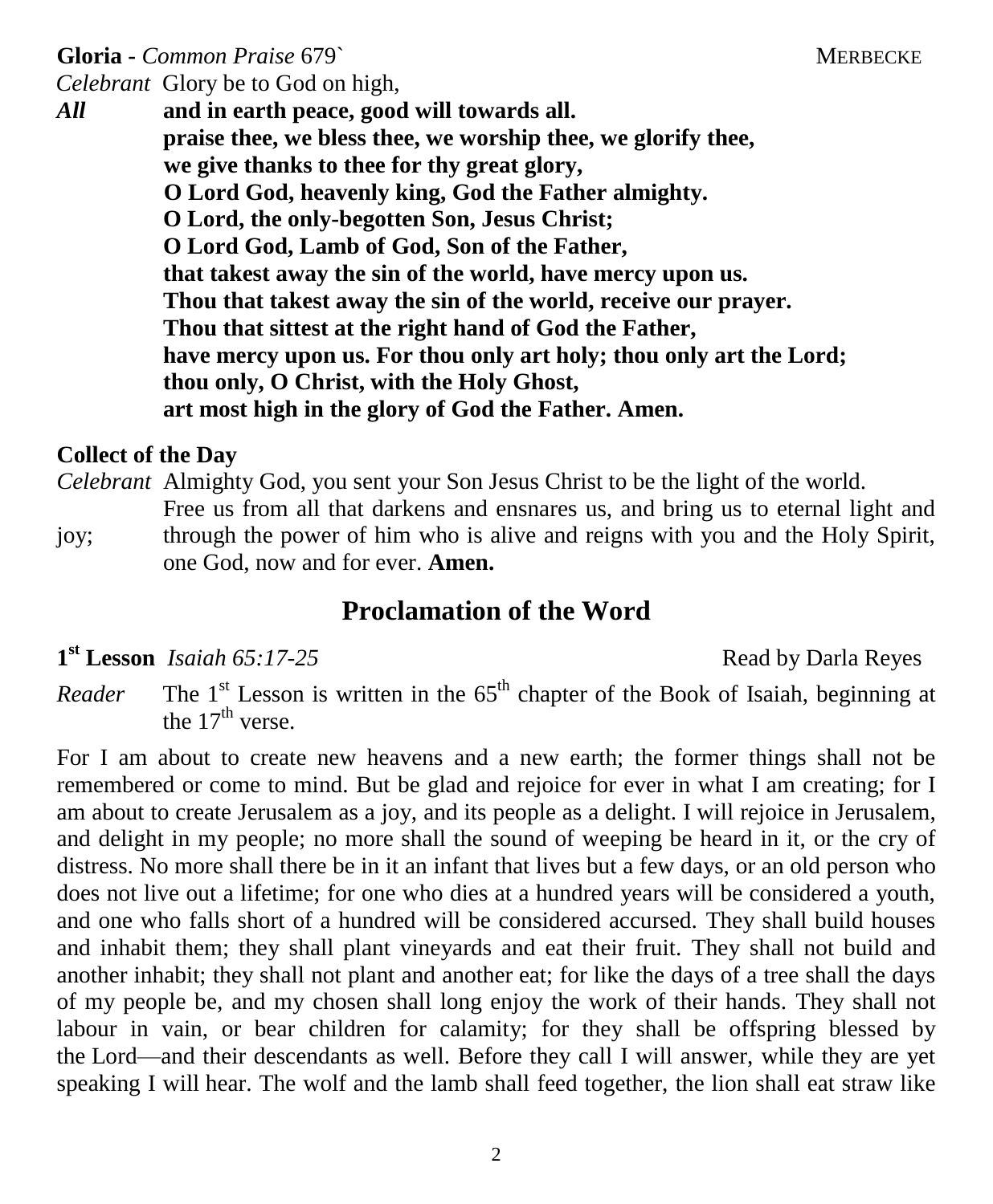**Gloria -** *Common Praise* 679` MERBECKE

*Celebrant* Glory be to God on high,

***All*** **and in earth peace, good will towards all.**
**praise thee, we bless thee, we worship thee, we glorify thee,**
**we give thanks to thee for thy great glory,**
**O Lord God, heavenly king, God the Father almighty.**
**O Lord, the only-begotten Son, Jesus Christ;**
**O Lord God, Lamb of God, Son of the Father,**
**that takest away the sin of the world, have mercy upon us.**
**Thou that takest away the sin of the world, receive our prayer.**
**Thou that sittest at the right hand of God the Father,**
**have mercy upon us. For thou only art holy; thou only art the Lord;**
**thou only, O Christ, with the Holy Ghost,**
**art most high in the glory of God the Father. Amen.**

**Collect of the Day**

*Celebrant* Almighty God, you sent your Son Jesus Christ to be the light of the world. Free us from all that darkens and ensnares us, and bring us to eternal light and joy; through the power of him who is alive and reigns with you and the Holy Spirit, one God, now and for ever. **Amen.**

## Proclamation of the Word

**1st Lesson** *Isaiah 65:17-25* Read by Darla Reyes

*Reader* The 1st Lesson is written in the 65th chapter of the Book of Isaiah, beginning at the 17th verse.

For I am about to create new heavens and a new earth; the former things shall not be remembered or come to mind. But be glad and rejoice for ever in what I am creating; for I am about to create Jerusalem as a joy, and its people as a delight. I will rejoice in Jerusalem, and delight in my people; no more shall the sound of weeping be heard in it, or the cry of distress. No more shall there be in it an infant that lives but a few days, or an old person who does not live out a lifetime; for one who dies at a hundred years will be considered a youth, and one who falls short of a hundred will be considered accursed. They shall build houses and inhabit them; they shall plant vineyards and eat their fruit. They shall not build and another inhabit; they shall not plant and another eat; for like the days of a tree shall the days of my people be, and my chosen shall long enjoy the work of their hands. They shall not labour in vain, or bear children for calamity; for they shall be offspring blessed by the Lord—and their descendants as well. Before they call I will answer, while they are yet speaking I will hear. The wolf and the lamb shall feed together, the lion shall eat straw like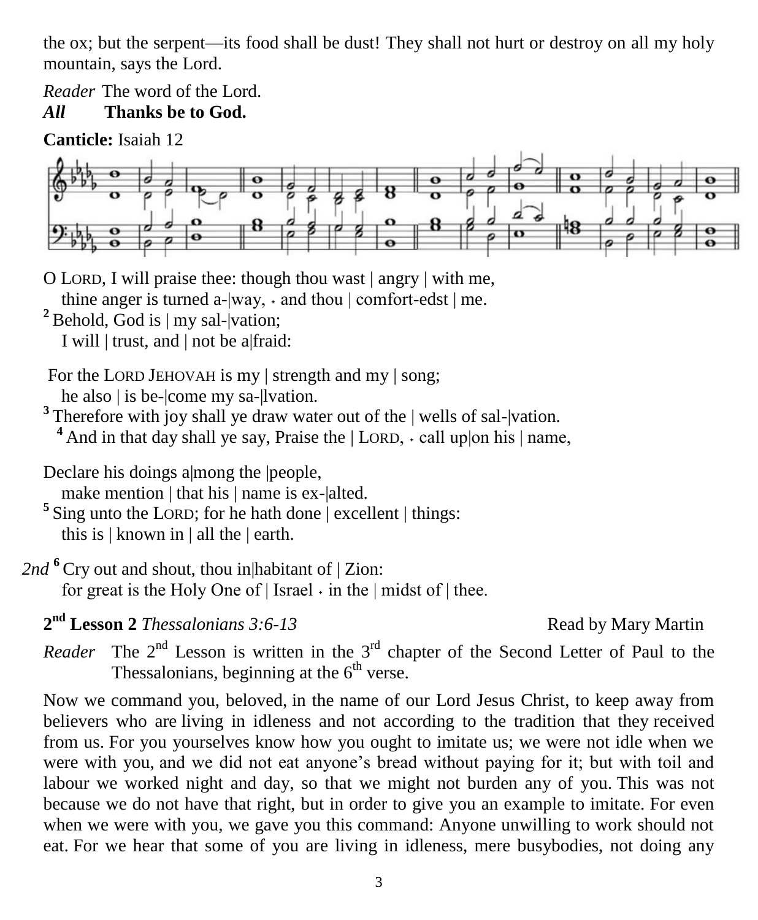the ox; but the serpent—its food shall be dust! They shall not hurt or destroy on all my holy mountain, says the Lord.

*Reader* The word of the Lord.
***All*** **Thanks be to God.**

**Canticle:** Isaiah 12

O LORD, I will praise thee: though thou wast | angry | with me,
thine anger is turned a-|way, ⋆ and thou | comfort-edst | me.
2 Behold, God is | my sal-|vation;
I will | trust, and | not be a|fraid:

For the LORD JEHOVAH is my | strength and my | song;
he also | is be-|come my sa-|lvation.
3 Therefore with joy shall ye draw water out of the | wells of sal-|vation.
4 And in that day shall ye say, Praise the | LORD, ⋆ call up|on his | name,

Declare his doings a|mong the |people,
make mention | that his | name is ex-|alted.
5 Sing unto the LORD; for he hath done | excellent | things:
this is | known in | all the | earth.

*2nd* 6 Cry out and shout, thou in|habitant of | Zion:
for great is the Holy One of | Israel ⋆ in the | midst of | thee.

**2nd Lesson 2** *Thessalonians 3:6-13* Read by Mary Martin

*Reader* The 2nd Lesson is written in the 3rd chapter of the Second Letter of Paul to the Thessalonians, beginning at the 6th verse.

Now we command you, beloved, in the name of our Lord Jesus Christ, to keep away from believers who are living in idleness and not according to the tradition that they received from us. For you yourselves know how you ought to imitate us; we were not idle when we were with you, and we did not eat anyone's bread without paying for it; but with toil and labour we worked night and day, so that we might not burden any of you. This was not because we do not have that right, but in order to give you an example to imitate. For even when we were with you, we gave you this command: Anyone unwilling to work should not eat. For we hear that some of you are living in idleness, mere busybodies, not doing any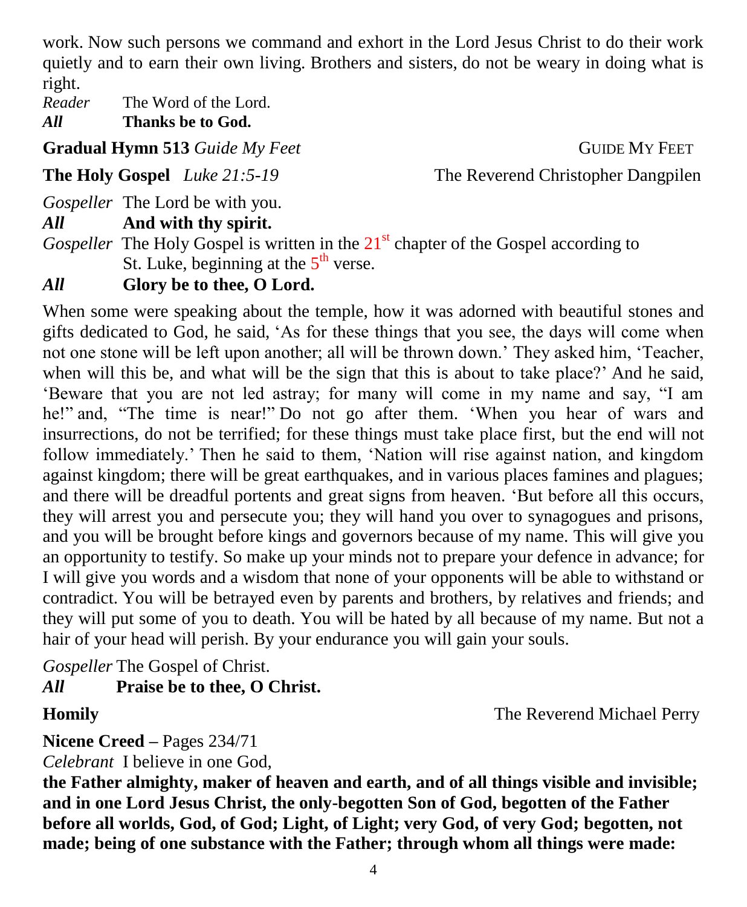work. Now such persons we command and exhort in the Lord Jesus Christ to do their work quietly and to earn their own living. Brothers and sisters, do not be weary in doing what is right.

*Reader* The Word of the Lord.
***All*** **Thanks be to God.**

**Gradual Hymn 513** *Guide My Feet* GUIDE MY FEET

**The Holy Gospel** *Luke 21:5-19* The Reverend Christopher Dangpilen

*Gospeller* The Lord be with you.
***All*** **And with thy spirit.**
*Gospeller* The Holy Gospel is written in the 21st chapter of the Gospel according to St. Luke, beginning at the 5th verse.
***All*** **Glory be to thee, O Lord.**

When some were speaking about the temple, how it was adorned with beautiful stones and gifts dedicated to God, he said, 'As for these things that you see, the days will come when not one stone will be left upon another; all will be thrown down.' They asked him, 'Teacher, when will this be, and what will be the sign that this is about to take place?' And he said, 'Beware that you are not led astray; for many will come in my name and say, "I am he!" and, "The time is near!" Do not go after them. 'When you hear of wars and insurrections, do not be terrified; for these things must take place first, but the end will not follow immediately.' Then he said to them, 'Nation will rise against nation, and kingdom against kingdom; there will be great earthquakes, and in various places famines and plagues; and there will be dreadful portents and great signs from heaven. 'But before all this occurs, they will arrest you and persecute you; they will hand you over to synagogues and prisons, and you will be brought before kings and governors because of my name. This will give you an opportunity to testify. So make up your minds not to prepare your defence in advance; for I will give you words and a wisdom that none of your opponents will be able to withstand or contradict. You will be betrayed even by parents and brothers, by relatives and friends; and they will put some of you to death. You will be hated by all because of my name. But not a hair of your head will perish. By your endurance you will gain your souls.

*Gospeller* The Gospel of Christ.
***All*** **Praise be to thee, O Christ.**

**Homily** The Reverend Michael Perry

**Nicene Creed** – Pages 234/71
*Celebrant* I believe in one God,
**the Father almighty, maker of heaven and earth, and of all things visible and invisible; and in one Lord Jesus Christ, the only-begotten Son of God, begotten of the Father before all worlds, God, of God; Light, of Light; very God, of very God; begotten, not made; being of one substance with the Father; through whom all things were made:**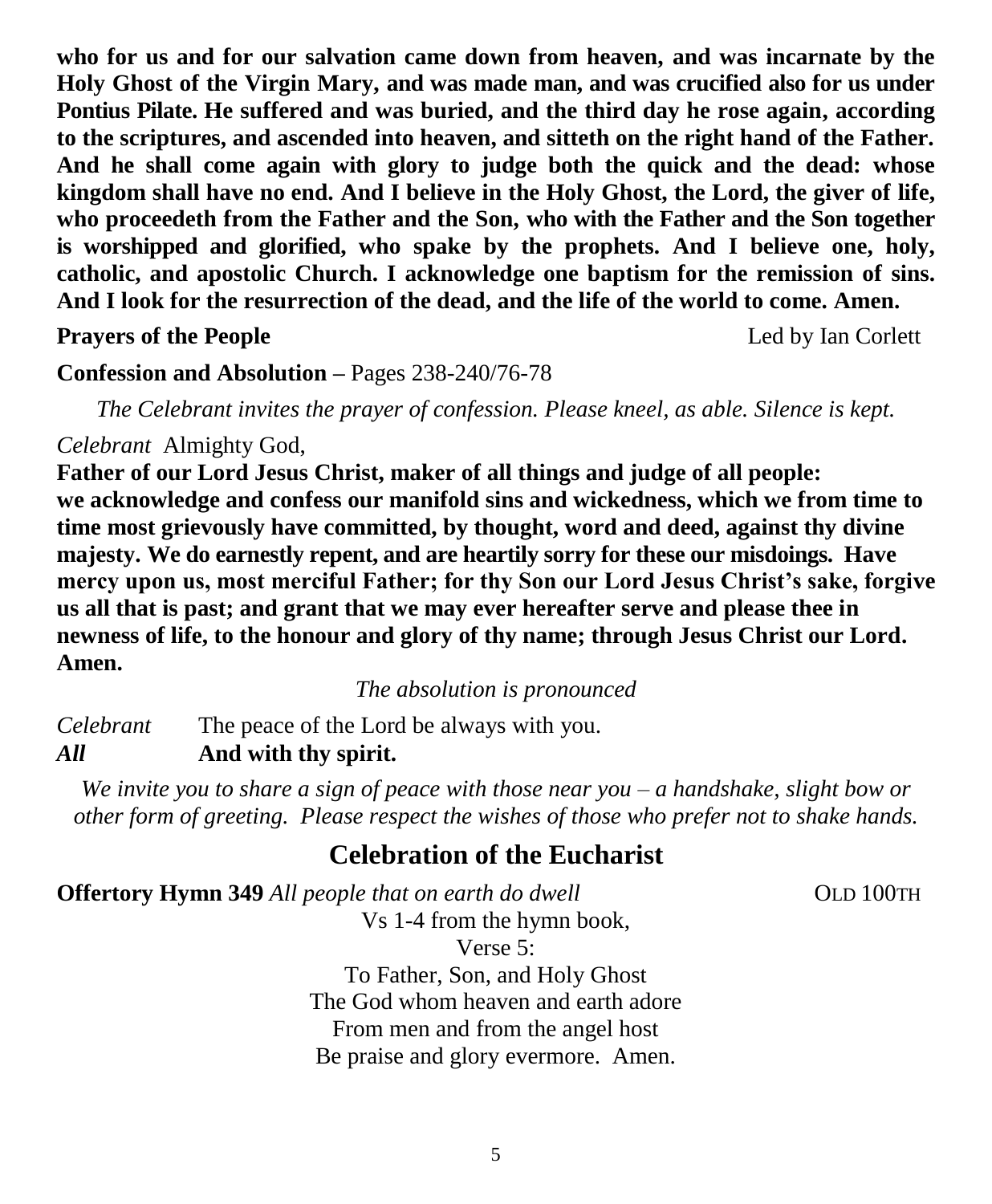**who for us and for our salvation came down from heaven, and was incarnate by the Holy Ghost of the Virgin Mary, and was made man, and was crucified also for us under Pontius Pilate. He suffered and was buried, and the third day he rose again, according to the scriptures, and ascended into heaven, and sitteth on the right hand of the Father. And he shall come again with glory to judge both the quick and the dead: whose kingdom shall have no end. And I believe in the Holy Ghost, the Lord, the giver of life, who proceedeth from the Father and the Son, who with the Father and the Son together is worshipped and glorified, who spake by the prophets. And I believe one, holy, catholic, and apostolic Church. I acknowledge one baptism for the remission of sins. And I look for the resurrection of the dead, and the life of the world to come. Amen.**

**Prayers of the People** Led by Ian Corlett

**Confession and Absolution –** Pages 238-240/76-78

*The Celebrant invites the prayer of confession. Please kneel, as able. Silence is kept.*

*Celebrant* Almighty God,
**Father of our Lord Jesus Christ, maker of all things and judge of all people: we acknowledge and confess our manifold sins and wickedness, which we from time to time most grievously have committed, by thought, word and deed, against thy divine majesty. We do earnestly repent, and are heartily sorry for these our misdoings. Have mercy upon us, most merciful Father; for thy Son our Lord Jesus Christ's sake, forgive us all that is past; and grant that we may ever hereafter serve and please thee in newness of life, to the honour and glory of thy name; through Jesus Christ our Lord. Amen.**

*The absolution is pronounced*

*Celebrant* The peace of the Lord be always with you.
***All*** **And with thy spirit.**

*We invite you to share a sign of peace with those near you – a handshake, slight bow or other form of greeting. Please respect the wishes of those who prefer not to shake hands.*

## Celebration of the Eucharist

**Offertory Hymn 349** *All people that on earth do dwell* OLD 100TH

Vs 1-4 from the hymn book,
Verse 5:
To Father, Son, and Holy Ghost
The God whom heaven and earth adore
From men and from the angel host
Be praise and glory evermore. Amen.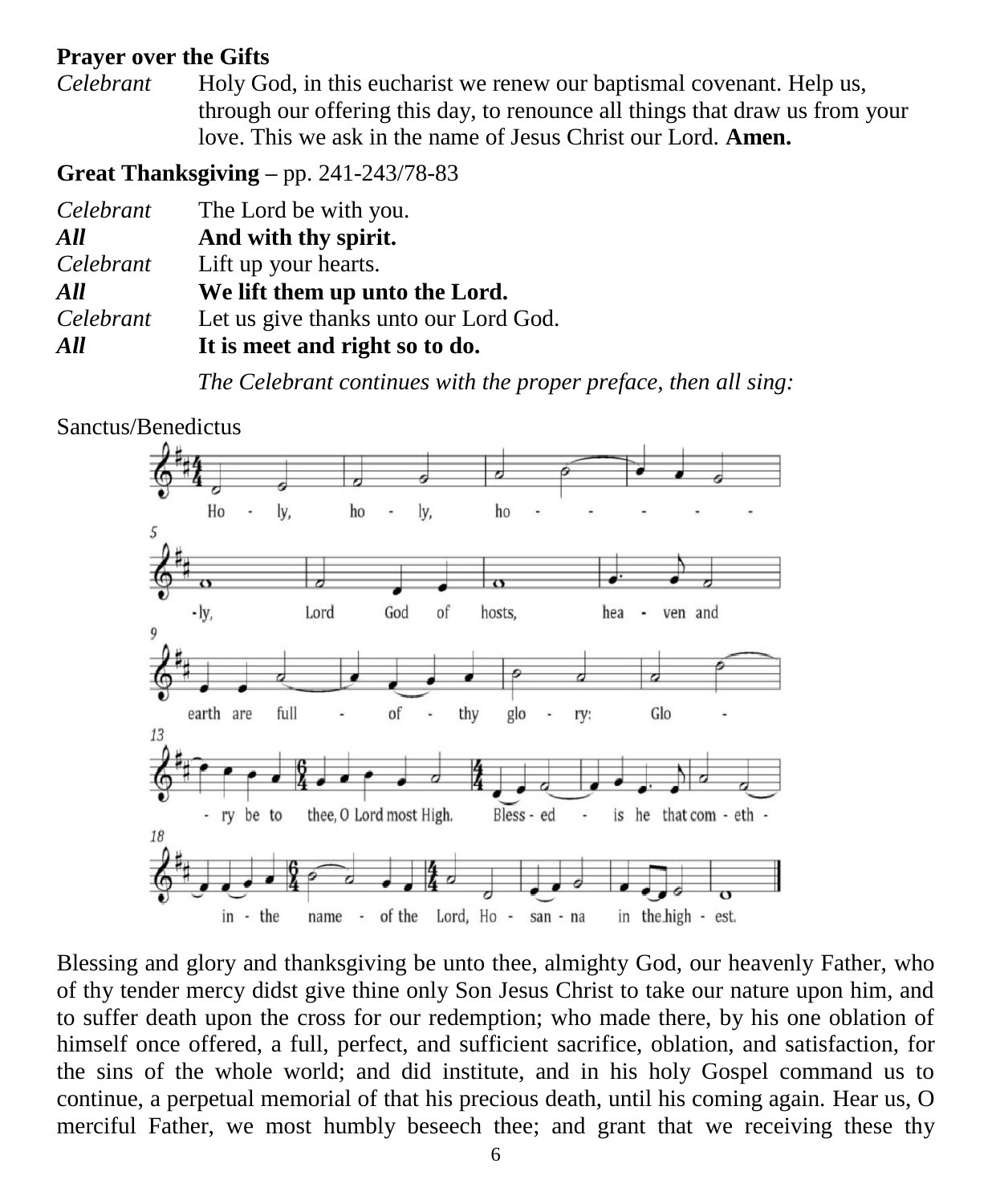**Prayer over the Gifts**

*Celebrant* Holy God, in this eucharist we renew our baptismal covenant. Help us, through our offering this day, to renounce all things that draw us from your love. This we ask in the name of Jesus Christ our Lord. **Amen.**

**Great Thanksgiving** – pp. 241-243/78-83

*Celebrant* The Lord be with you.
***All*** **And with thy spirit.**
*Celebrant* Lift up your hearts.
***All*** **We lift them up unto the Lord.**
*Celebrant* Let us give thanks unto our Lord God.
***All*** **It is meet and right so to do.**

*The Celebrant continues with the proper preface, then all sing:*

Sanctus/Benedictus

Blessing and glory and thanksgiving be unto thee, almighty God, our heavenly Father, who of thy tender mercy didst give thine only Son Jesus Christ to take our nature upon him, and to suffer death upon the cross for our redemption; who made there, by his one oblation of himself once offered, a full, perfect, and sufficient sacrifice, oblation, and satisfaction, for the sins of the whole world; and did institute, and in his holy Gospel command us to continue, a perpetual memorial of that his precious death, until his coming again. Hear us, O merciful Father, we most humbly beseech thee; and grant that we receiving these thy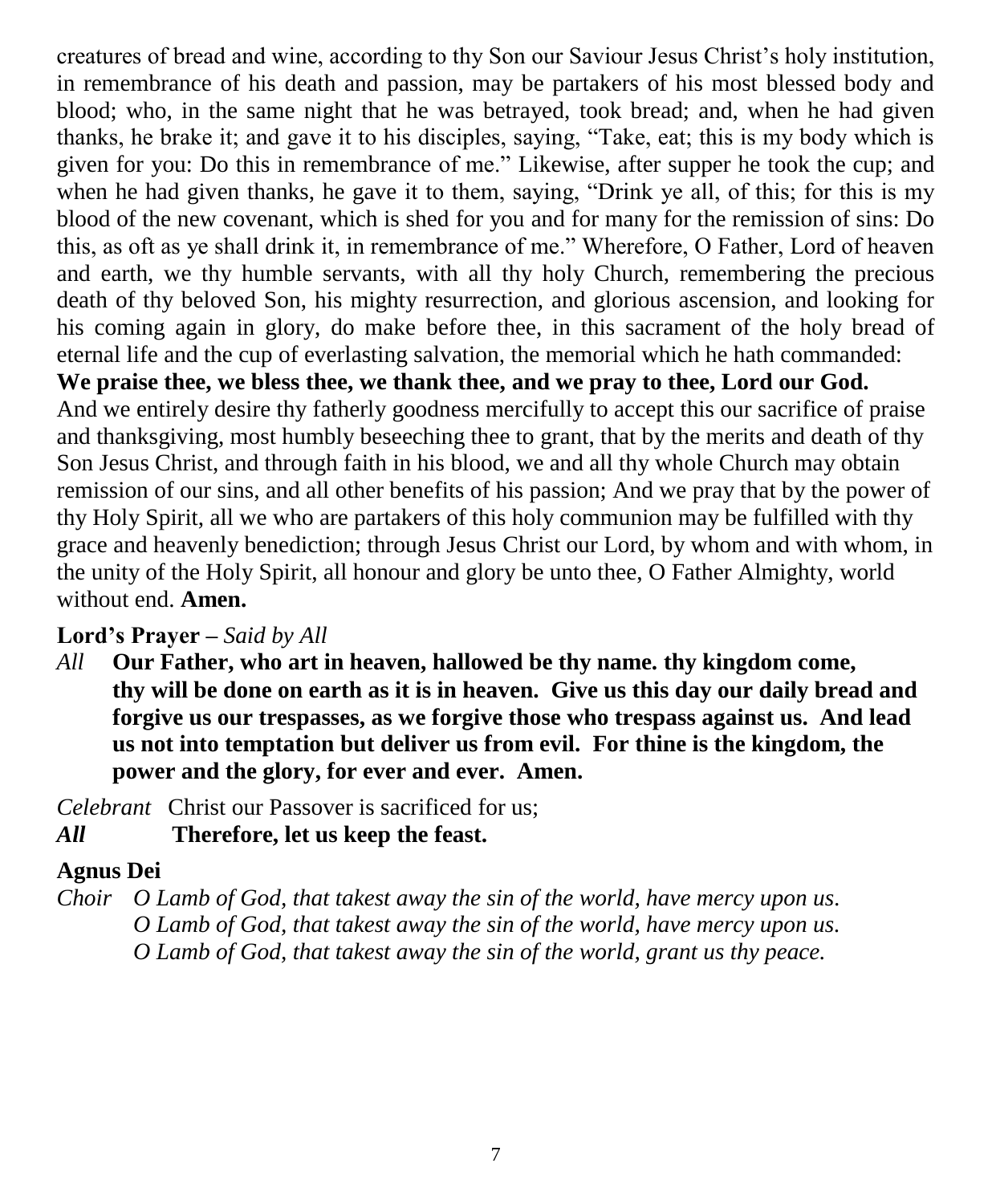creatures of bread and wine, according to thy Son our Saviour Jesus Christ's holy institution, in remembrance of his death and passion, may be partakers of his most blessed body and blood; who, in the same night that he was betrayed, took bread; and, when he had given thanks, he brake it; and gave it to his disciples, saying, "Take, eat; this is my body which is given for you: Do this in remembrance of me." Likewise, after supper he took the cup; and when he had given thanks, he gave it to them, saying, "Drink ye all, of this; for this is my blood of the new covenant, which is shed for you and for many for the remission of sins: Do this, as oft as ye shall drink it, in remembrance of me." Wherefore, O Father, Lord of heaven and earth, we thy humble servants, with all thy holy Church, remembering the precious death of thy beloved Son, his mighty resurrection, and glorious ascension, and looking for his coming again in glory, do make before thee, in this sacrament of the holy bread of eternal life and the cup of everlasting salvation, the memorial which he hath commanded:
**We praise thee, we bless thee, we thank thee, and we pray to thee, Lord our God.**
And we entirely desire thy fatherly goodness mercifully to accept this our sacrifice of praise and thanksgiving, most humbly beseeching thee to grant, that by the merits and death of thy Son Jesus Christ, and through faith in his blood, we and all thy whole Church may obtain remission of our sins, and all other benefits of his passion; And we pray that by the power of thy Holy Spirit, all we who are partakers of this holy communion may be fulfilled with thy grace and heavenly benediction; through Jesus Christ our Lord, by whom and with whom, in the unity of the Holy Spirit, all honour and glory be unto thee, O Father Almighty, world without end. **Amen.**

**Lord's Prayer –** *Said by All*

*All* **Our Father, who art in heaven, hallowed be thy name. thy kingdom come, thy will be done on earth as it is in heaven. Give us this day our daily bread and forgive us our trespasses, as we forgive those who trespass against us. And lead us not into temptation but deliver us from evil. For thine is the kingdom, the power and the glory, for ever and ever. Amen.**

*Celebrant* Christ our Passover is sacrificed for us;
***All*** **Therefore, let us keep the feast.**

**Agnus Dei**

*Choir O Lamb of God, that takest away the sin of the world, have mercy upon us.*
*O Lamb of God, that takest away the sin of the world, have mercy upon us.*
*O Lamb of God, that takest away the sin of the world, grant us thy peace.*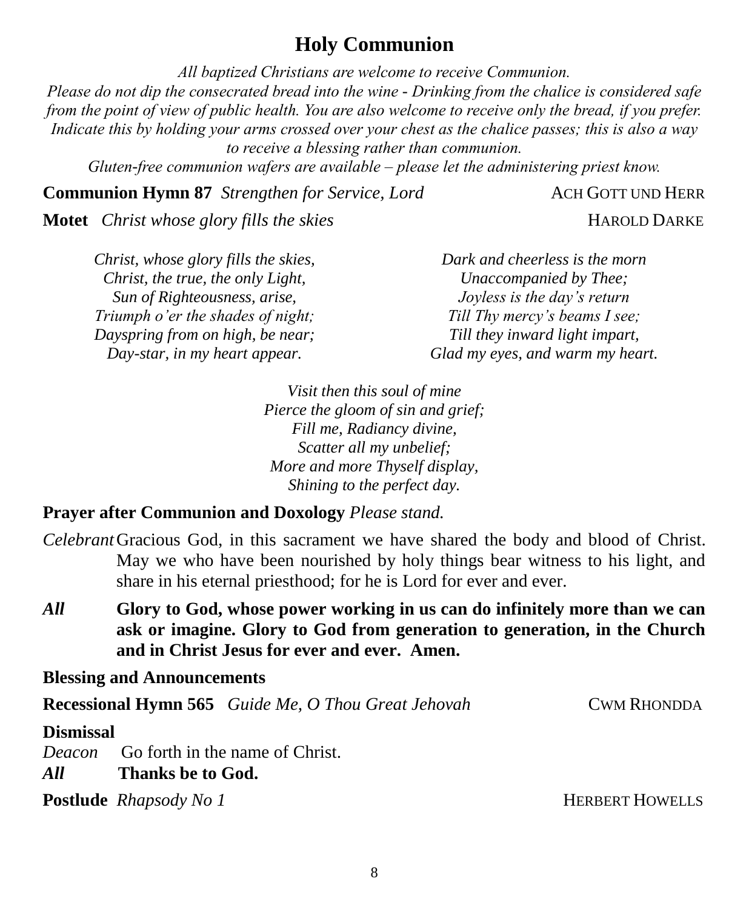# Holy Communion

*All baptized Christians are welcome to receive Communion.*
*Please do not dip the consecrated bread into the wine - Drinking from the chalice is considered safe from the point of view of public health. You are also welcome to receive only the bread, if you prefer. Indicate this by holding your arms crossed over your chest as the chalice passes; this is also a way to receive a blessing rather than communion.*
*Gluten-free communion wafers are available – please let the administering priest know.*

**Communion Hymn 87** *Strengthen for Service, Lord* ACH GOTT UND HERR

**Motet** *Christ whose glory fills the skies* HAROLD DARKE

*Christ, whose glory fills the skies,*
*Christ, the true, the only Light,*
*Sun of Righteousness, arise,*
*Triumph o'er the shades of night;*
*Dayspring from on high, be near;*
*Day-star, in my heart appear.*

*Dark and cheerless is the morn*
*Unaccompanied by Thee;*
*Joyless is the day's return*
*Till Thy mercy's beams I see;*
*Till they inward light impart,*
*Glad my eyes, and warm my heart.*

*Visit then this soul of mine*
*Pierce the gloom of sin and grief;*
*Fill me, Radiancy divine,*
*Scatter all my unbelief;*
*More and more Thyself display,*
*Shining to the perfect day.*

**Prayer after Communion and Doxology** *Please stand.*

*Celebrant* Gracious God, in this sacrament we have shared the body and blood of Christ. May we who have been nourished by holy things bear witness to his light, and share in his eternal priesthood; for he is Lord for ever and ever.

***All*** **Glory to God, whose power working in us can do infinitely more than we can ask or imagine. Glory to God from generation to generation, in the Church and in Christ Jesus for ever and ever. Amen.**

**Blessing and Announcements**

**Recessional Hymn 565** *Guide Me, O Thou Great Jehovah* CWM RHONDDA

**Dismissal**

*Deacon* Go forth in the name of Christ.

***All*** **Thanks be to God.**

**Postlude** *Rhapsody No 1* HERBERT HOWELLS